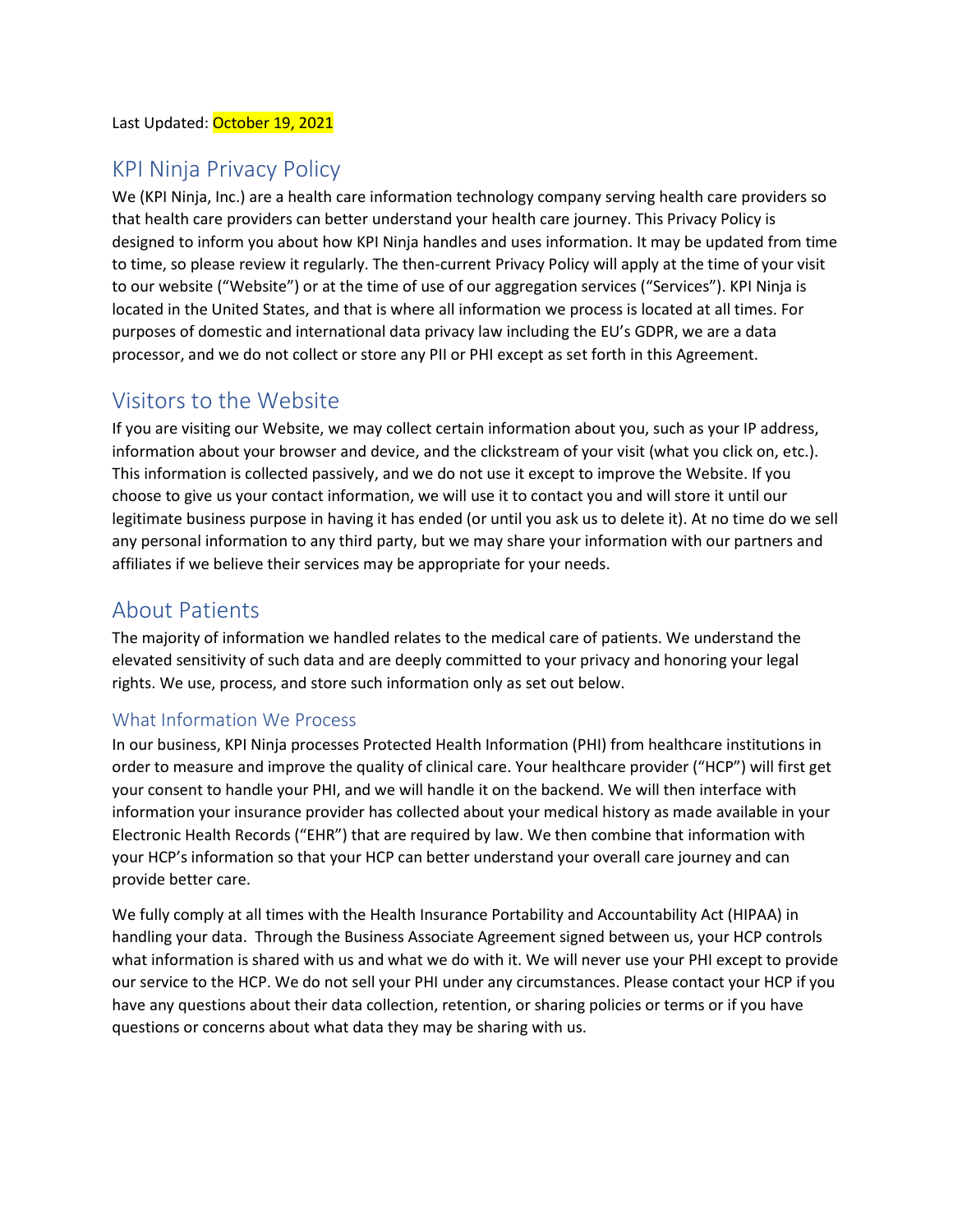Last Updated: October 19, 2021

# KPI Ninja Privacy Policy

We (KPI Ninja, Inc.) are a health care information technology company serving health care providers so that health care providers can better understand your health care journey. This Privacy Policy is designed to inform you about how KPI Ninja handles and uses information. It may be updated from time to time, so please review it regularly. The then-current Privacy Policy will apply at the time of your visit to our website ("Website") or at the time of use of our aggregation services ("Services"). KPI Ninja is located in the United States, and that is where all information we process is located at all times. For purposes of domestic and international data privacy law including the EU's GDPR, we are a data processor, and we do not collect or store any PII or PHI except as set forth in this Agreement.

## Visitors to the Website

If you are visiting our Website, we may collect certain information about you, such as your IP address, information about your browser and device, and the clickstream of your visit (what you click on, etc.). This information is collected passively, and we do not use it except to improve the Website. If you choose to give us your contact information, we will use it to contact you and will store it until our legitimate business purpose in having it has ended (or until you ask us to delete it). At no time do we sell any personal information to any third party, but we may share your information with our partners and affiliates if we believe their services may be appropriate for your needs.

## About Patients

The majority of information we handled relates to the medical care of patients. We understand the elevated sensitivity of such data and are deeply committed to your privacy and honoring your legal rights. We use, process, and store such information only as set out below.

### What Information We Process

In our business, KPI Ninja processes Protected Health Information (PHI) from healthcare institutions in order to measure and improve the quality of clinical care. Your healthcare provider ("HCP") will first get your consent to handle your PHI, and we will handle it on the backend. We will then interface with information your insurance provider has collected about your medical history as made available in your Electronic Health Records ("EHR") that are required by law. We then combine that information with your HCP's information so that your HCP can better understand your overall care journey and can provide better care.

We fully comply at all times with the Health Insurance Portability and Accountability Act (HIPAA) in handling your data. Through the Business Associate Agreement signed between us, your HCP controls what information is shared with us and what we do with it. We will never use your PHI except to provide our service to the HCP. We do not sell your PHI under any circumstances. Please contact your HCP if you have any questions about their data collection, retention, or sharing policies or terms or if you have questions or concerns about what data they may be sharing with us.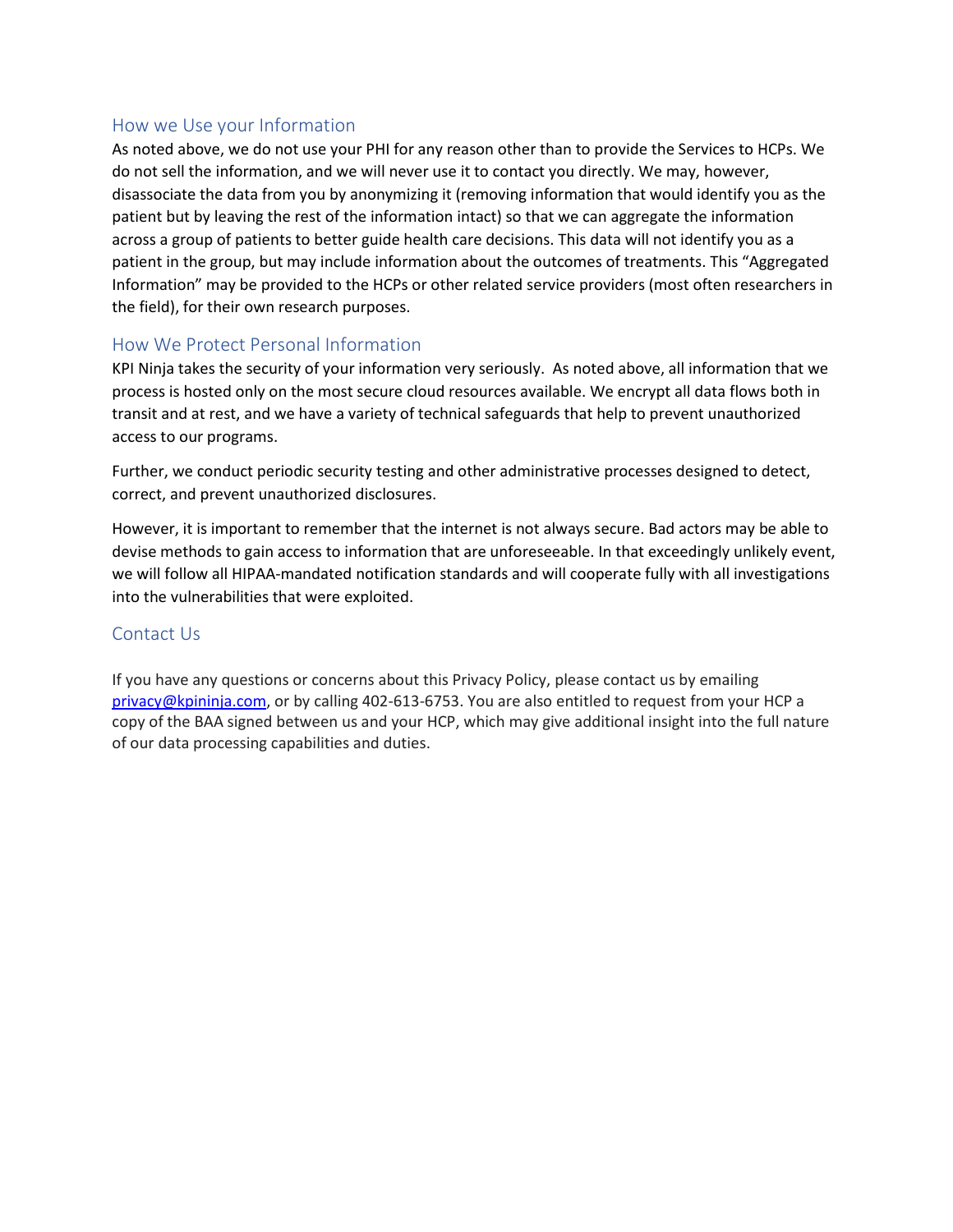## How we Use your Information

As noted above, we do not use your PHI for any reason other than to provide the Services to HCPs. We do not sell the information, and we will never use it to contact you directly. We may, however, disassociate the data from you by anonymizing it (removing information that would identify you as the patient but by leaving the rest of the information intact) so that we can aggregate the information across a group of patients to better guide health care decisions. This data will not identify you as a patient in the group, but may include information about the outcomes of treatments. This "Aggregated Information" may be provided to the HCPs or other related service providers (most often researchers in the field), for their own research purposes.

## How We Protect Personal Information

KPI Ninja takes the security of your information very seriously. As noted above, all information that we process is hosted only on the most secure cloud resources available. We encrypt all data flows both in transit and at rest, and we have a variety of technical safeguards that help to prevent unauthorized access to our programs.

Further, we conduct periodic security testing and other administrative processes designed to detect, correct, and prevent unauthorized disclosures.

However, it is important to remember that the internet is not always secure. Bad actors may be able to devise methods to gain access to information that are unforeseeable. In that exceedingly unlikely event, we will follow all HIPAA-mandated notification standards and will cooperate fully with all investigations into the vulnerabilities that were exploited.

## Contact Us

If you have any questions or concerns about this Privacy Policy, please contact us by emailing privacy@kpininja.com, or by calling 402-613-6753. You are also entitled to request from your HCP a copy of the BAA signed between us and your HCP, which may give additional insight into the full nature of our data processing capabilities and duties.